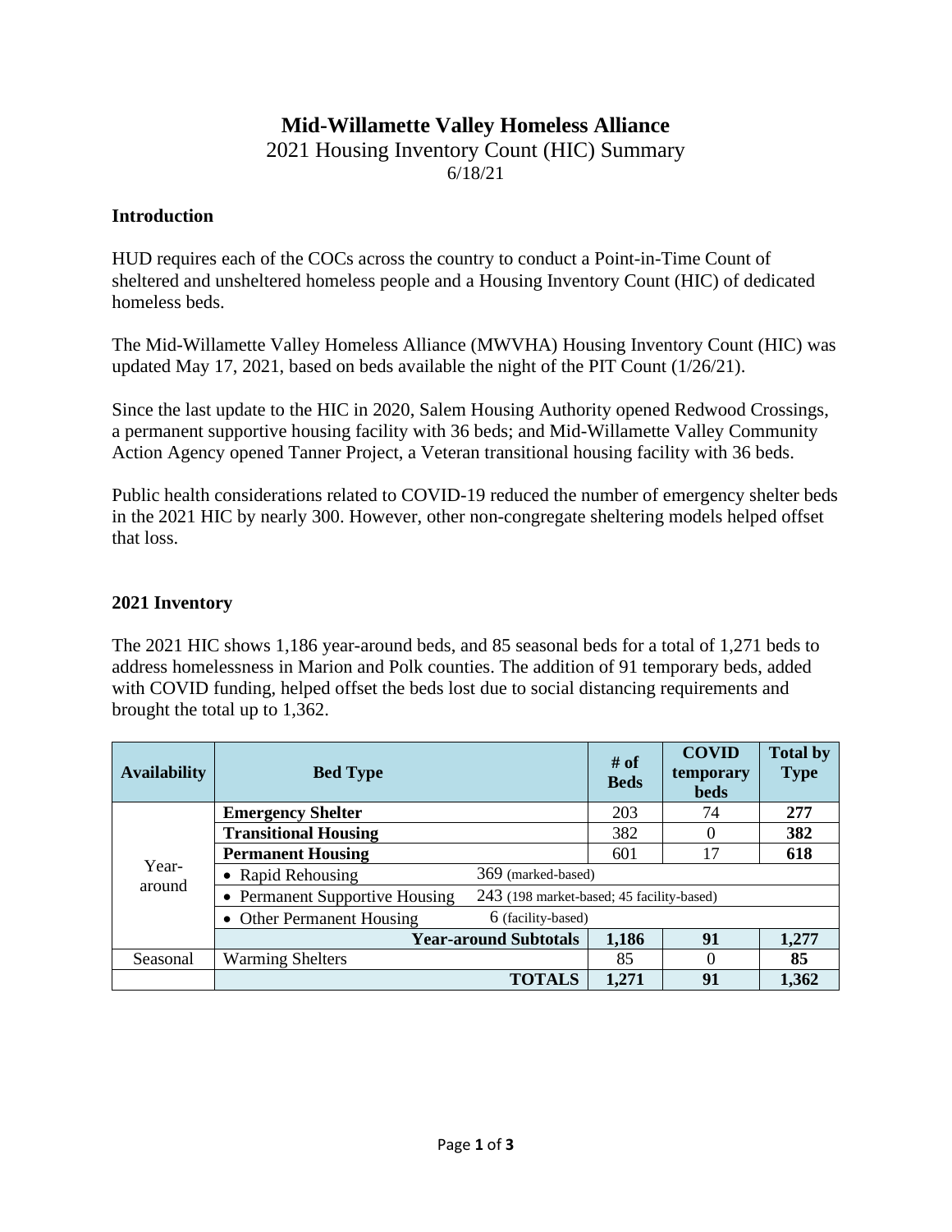# Mid-Willamette Valley Homeless Alliance

2021 Housing Inventory Count (HIC) Summary

6/18/21

## Introduction

HUD requires each of the COCs across the country to conduct a Point-in-Time Count of sheltered and unsheltered homeless people and a Housing Inventory Count (HIC) of dedicated homeless beds.

The Mid-Willamette Valley Homeless Alliance (MWVHA) Housing Inventory Count (HIC) was updated May 17, 2021, based on beds available the night of the PIT Count (1/26/21).

Since the last update to the HIC in 2020, Salem Housing Authority opened Redwood Crossings, a permanent supportive housing facility with 36 beds; and Mid-Willamette Valley Community Action Agency opened Tanner Project, a Veteran transitional housing facility with 36 beds.

Public health considerations related to COVID-19 reduced the number of emergency shelter beds in the 2021 HIC by nearly 300. However, other non-congregate sheltering models helped offset that loss.

## 2021 Inventory

The 2021 HIC shows 1,186 year-around beds, and 85 seasonal beds for a total of 1,271 beds to address homelessness in Marion and Polk counties. The addition of 91 temporary beds, added with COVID funding, helped offset the beds lost due to social distancing requirements and brought the total up to 1,362.

| Availability | Bed Type | # of Beds | COVID temporary beds | Total by Type |
|---|---|---|---|---|
| Year-around | **Emergency Shelter** | 203 | 74 | **277** |
| | **Transitional Housing** | 382 | 0 | **382** |
| | **Permanent Housing** | 601 | 17 | **618** |
| | • Rapid Rehousing 369 (marked-based) | | | |
| | • Permanent Supportive Housing 243 (198 market-based; 45 facility-based) | | | |
| | • Other Permanent Housing 6 (facility-based) | | | |
| | **Year-around Subtotals** | **1,186** | **91** | **1,277** |
| Seasonal | Warming Shelters | 85 | 0 | **85** |
| | **TOTALS** | **1,271** | **91** | **1,362** |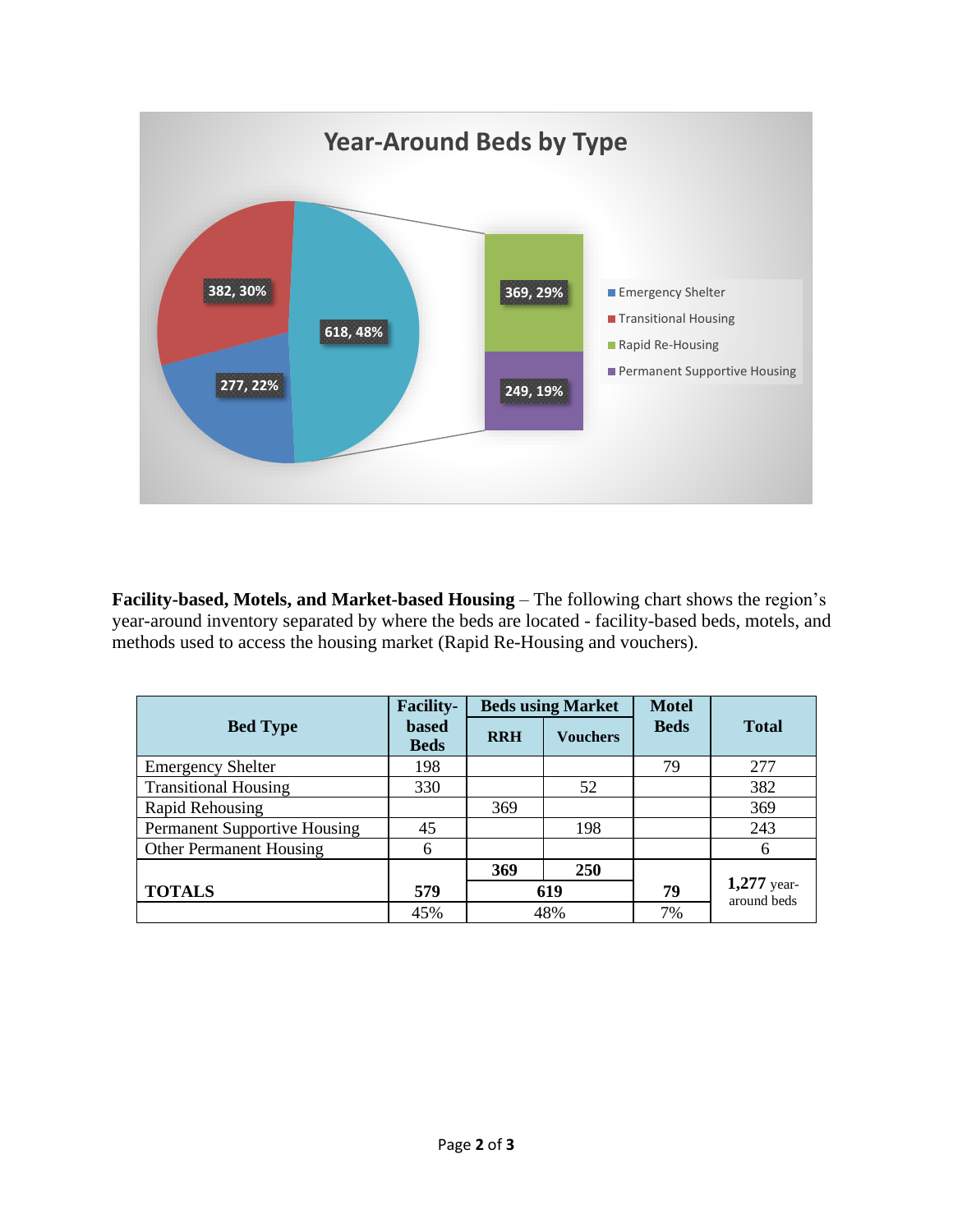Year-Around Beds by Type

**Facility-based, Motels, and Market-based Housing** – The following chart shows the region's year-around inventory separated by where the beds are located - facility-based beds, motels, and methods used to access the housing market (Rapid Re-Housing and vouchers).

| Bed Type | Facility-based Beds | Beds using Market | | Motel Beds | Total |
|---|---|---|---|---|---|
| | | RRH | Vouchers | | |
| Emergency Shelter | 198 | | | 79 | 277 |
| Transitional Housing | 330 | | 52 | | 382 |
| Rapid Rehousing | | 369 | | | 369 |
| Permanent Supportive Housing | 45 | | 198 | | 243 |
| Other Permanent Housing | 6 | | | | 6 |
| | | **369** | **250** | | |
| **TOTALS** | **579** | **619** | | **79** | **1,277** year-around beds |
| | 45% | 48% | | 7% | |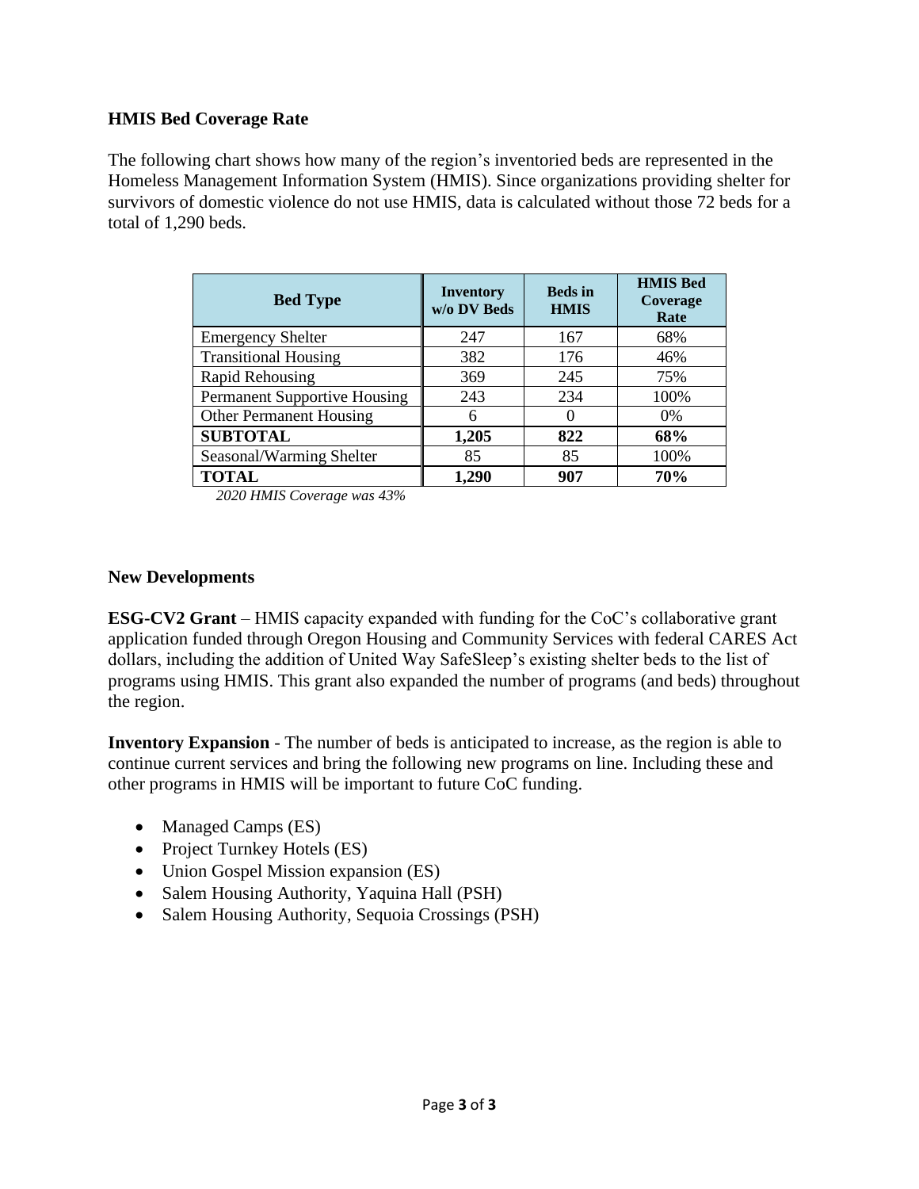### HMIS Bed Coverage Rate

The following chart shows how many of the region's inventoried beds are represented in the Homeless Management Information System (HMIS). Since organizations providing shelter for survivors of domestic violence do not use HMIS, data is calculated without those 72 beds for a total of 1,290 beds.

| Bed Type | Inventory w/o DV Beds | Beds in HMIS | HMIS Bed Coverage Rate |
|---|---|---|---|
| Emergency Shelter | 247 | 167 | 68% |
| Transitional Housing | 382 | 176 | 46% |
| Rapid Rehousing | 369 | 245 | 75% |
| Permanent Supportive Housing | 243 | 234 | 100% |
| Other Permanent Housing | 6 | 0 | 0% |
| **SUBTOTAL** | **1,205** | **822** | **68%** |
| Seasonal/Warming Shelter | 85 | 85 | 100% |
| **TOTAL** | **1,290** | **907** | **70%** |

*2020 HMIS Coverage was 43%*

### New Developments

**ESG-CV2 Grant** – HMIS capacity expanded with funding for the CoC's collaborative grant application funded through Oregon Housing and Community Services with federal CARES Act dollars, including the addition of United Way SafeSleep's existing shelter beds to the list of programs using HMIS. This grant also expanded the number of programs (and beds) throughout the region.

**Inventory Expansion** - The number of beds is anticipated to increase, as the region is able to continue current services and bring the following new programs on line. Including these and other programs in HMIS will be important to future CoC funding.

- Managed Camps (ES)
- Project Turnkey Hotels (ES)
- Union Gospel Mission expansion (ES)
- Salem Housing Authority, Yaquina Hall (PSH)
- Salem Housing Authority, Sequoia Crossings (PSH)